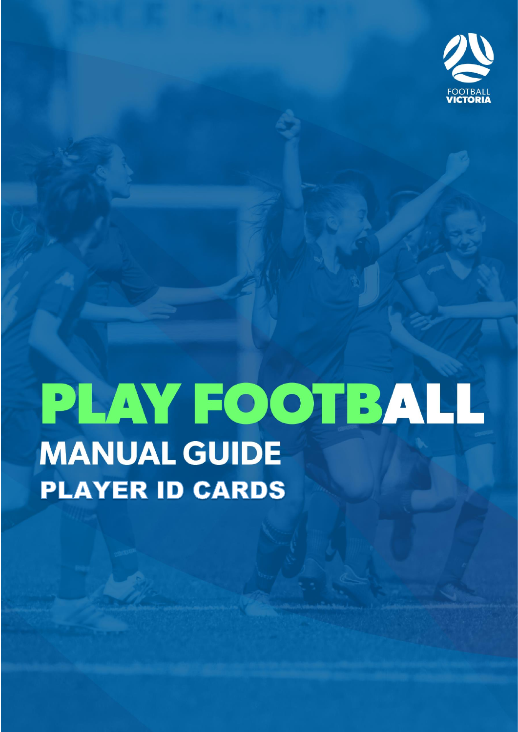FOOTBALL VICTORIA

# PLAY FOOTBALL

## MANUAL GUIDE

## PLAYER ID CARDS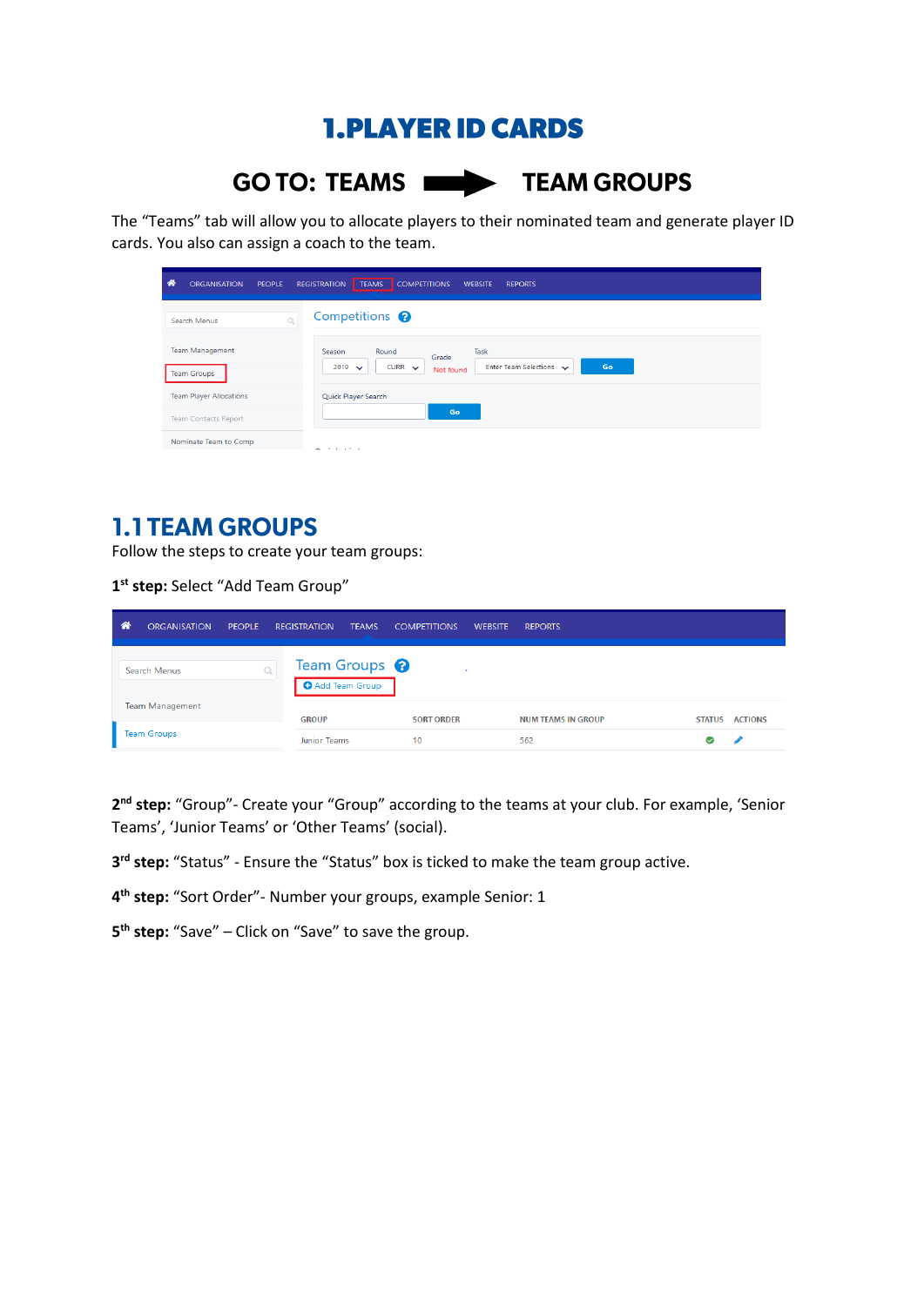# 1.PLAYER ID CARDS

## GO TO: TEAMS ➡ TEAM GROUPS

The "Teams" tab will allow you to allocate players to their nominated team and generate player ID cards. You also can assign a coach to the team.

## 1.1 TEAM GROUPS

Follow the steps to create your team groups:

**1st step:** Select "Add Team Group"

**2nd step:** "Group"- Create your "Group" according to the teams at your club. For example, 'Senior Teams', 'Junior Teams' or 'Other Teams' (social).

**3rd step:** "Status" - Ensure the "Status" box is ticked to make the team group active.

**4th step:** "Sort Order"- Number your groups, example Senior: 1

**5th step:** "Save" – Click on "Save" to save the group.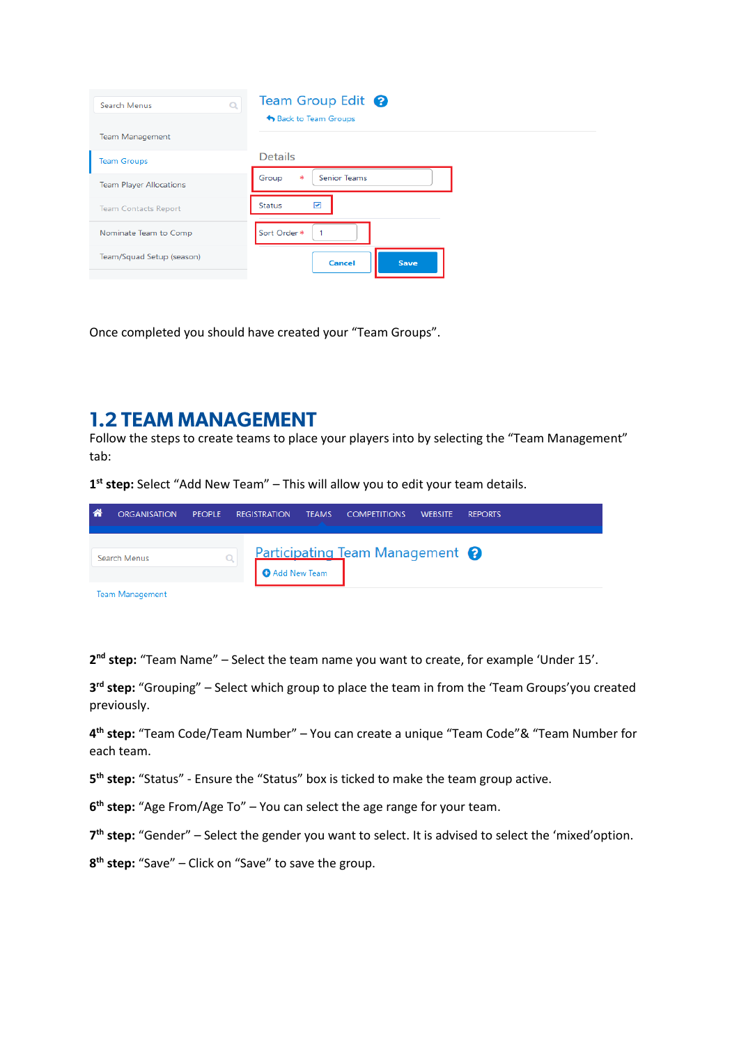Once completed you should have created your “Team Groups”.

## 1.2 TEAM MANAGEMENT

Follow the steps to create teams to place your players into by selecting the “Team Management” tab:

**1st step:** Select “Add New Team” – This will allow you to edit your team details.

**2nd step:** “Team Name” – Select the team name you want to create, for example ‘Under 15’.

**3rd step:** “Grouping” – Select which group to place the team in from the ‘Team Groups’you created previously.

**4th step:** “Team Code/Team Number” – You can create a unique “Team Code”& “Team Number for each team.

**5th step:** “Status” - Ensure the “Status” box is ticked to make the team group active.

**6th step:** “Age From/Age To” – You can select the age range for your team.

**7th step:** “Gender” – Select the gender you want to select. It is advised to select the ‘mixed’option.

**8th step:** “Save” – Click on “Save” to save the group.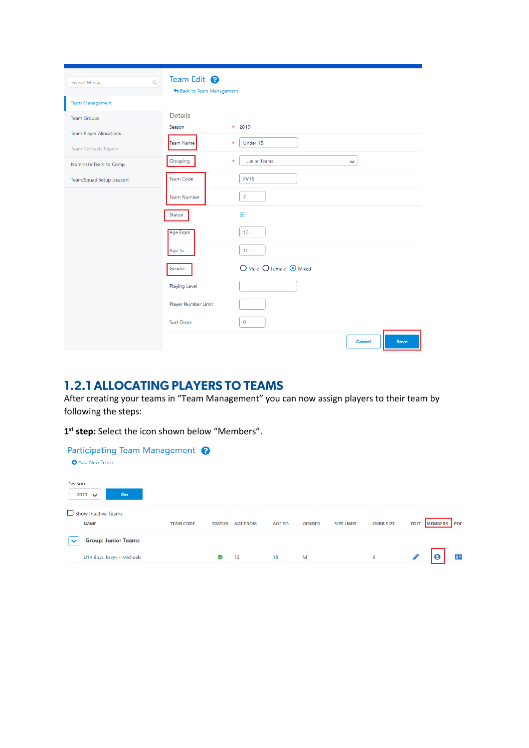Team Edit

Back to Team Management

Details

| | | |
|---|---|---|
| Season | * | 2019 |
| Team Name | * | Under 15 |
| Grouping | * | Junior Teams |
| Team Code | | FV15 |
| Team Number | | 7 |
| Status | | ☑ |
| Age From | | 13 |
| Age To | | 15 |
| Gender | | ○ Male ○ Female ⦿ Mixed |
| Playing Level | | |
| Player Number Limit | | |
| Sort Order | | 0 |

Cancel Save

## 1.2.1 ALLOCATING PLAYERS TO TEAMS

After creating your teams in “Team Management” you can now assign players to their team by following the steps:

**1st step:** Select the icon shown below “Members”.

Participating Team Management

Add New Team

Season: 2019 Go

☐ Show Inactive Teams

| NAME | TEAM CODE | STATUS | AGE FROM | AGE TO | GENDER | SIZE LIMIT | CURR SIZE | EDIT | MEMBERS | PDF |
|---|---|---|---|---|---|---|---|---|---|---|
| Group: Junior Teams | | | | | | | | | | |
| U14 Boys Joeys - Michaels | | ✔ | 12 | 18 | M | | 3 | | | |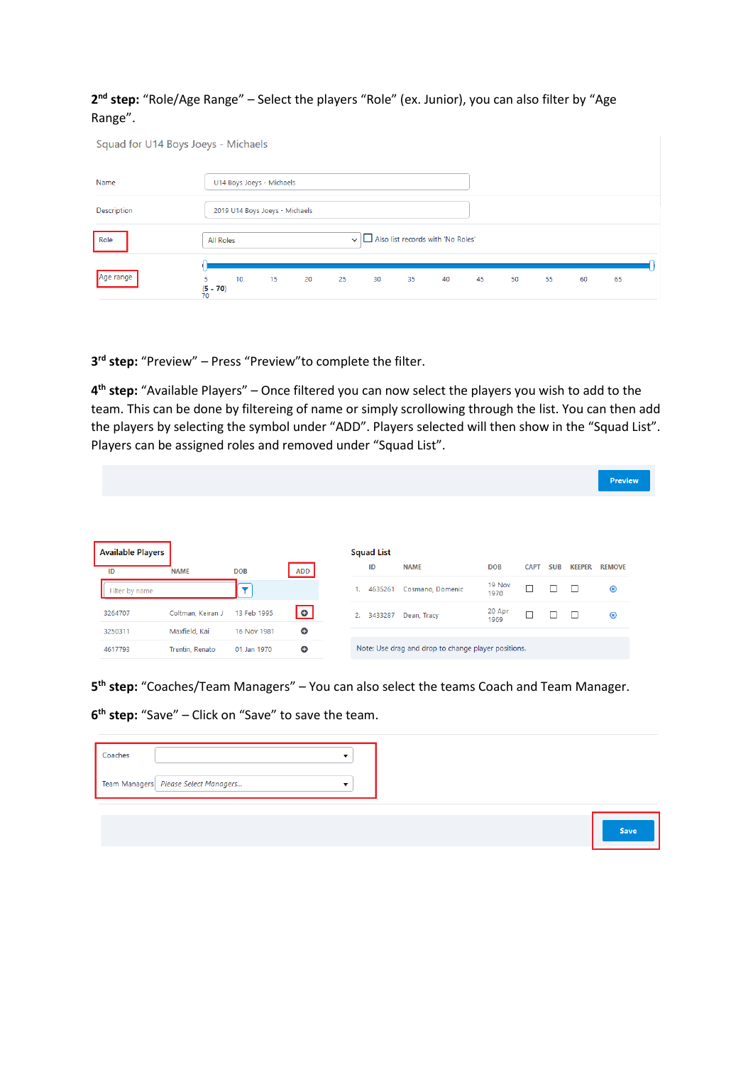**2nd step:** "Role/Age Range" – Select the players "Role" (ex. Junior), you can also filter by "Age Range".

Squad for U14 Boys Joeys - Michaels

| | |
|---|---|
| Name | U14 Boys Joeys - Michaels |
| Description | 2019 U14 Boys Joeys - Michaels |
| Role | All Roles ☐ Also list records with 'No Roles' |
| Age range | 5 10 15 20 25 30 35 40 45 50 55 60 65 70 (5 - 70) |

**3rd step:** "Preview" – Press "Preview"to complete the filter.

**4th step:** "Available Players" – Once filtered you can now select the players you wish to add to the team. This can be done by filtereing of name or simply scrollowing through the list. You can then add the players by selecting the symbol under "ADD". Players selected will then show in the "Squad List". Players can be assigned roles and removed under "Squad List".

Preview

**Available Players**

| ID | NAME | DOB | ADD |
|---|---|---|---|
| Filter by name | | | |
| 3264707 | Coltman, Keiran J | 13 Feb 1995 | ⊕ |
| 3250311 | Maxfield, Kai | 16 Nov 1981 | ⊕ |
| 4617793 | Trentin, Renato | 01 Jan 1970 | ⊕ |

**Squad List**

| | ID | NAME | DOB | CAPT | SUB | KEEPER | REMOVE |
|---|---|---|---|---|---|---|---|
| 1. | 4635261 | Cosmano, Domenic | 19 Nov 1970 | ☐ | ☐ | ☐ | ⊗ |
| 2. | 3433287 | Dean, Tracy | 20 Apr 1969 | ☐ | ☐ | ☐ | ⊗ |

Note: Use drag and drop to change player positions.

**5th step:** "Coaches/Team Managers" – You can also select the teams Coach and Team Manager.

**6th step:** "Save" – Click on "Save" to save the team.

| | |
|---|---|
| Coaches | |
| Team Managers | Please Select Managers... |

Save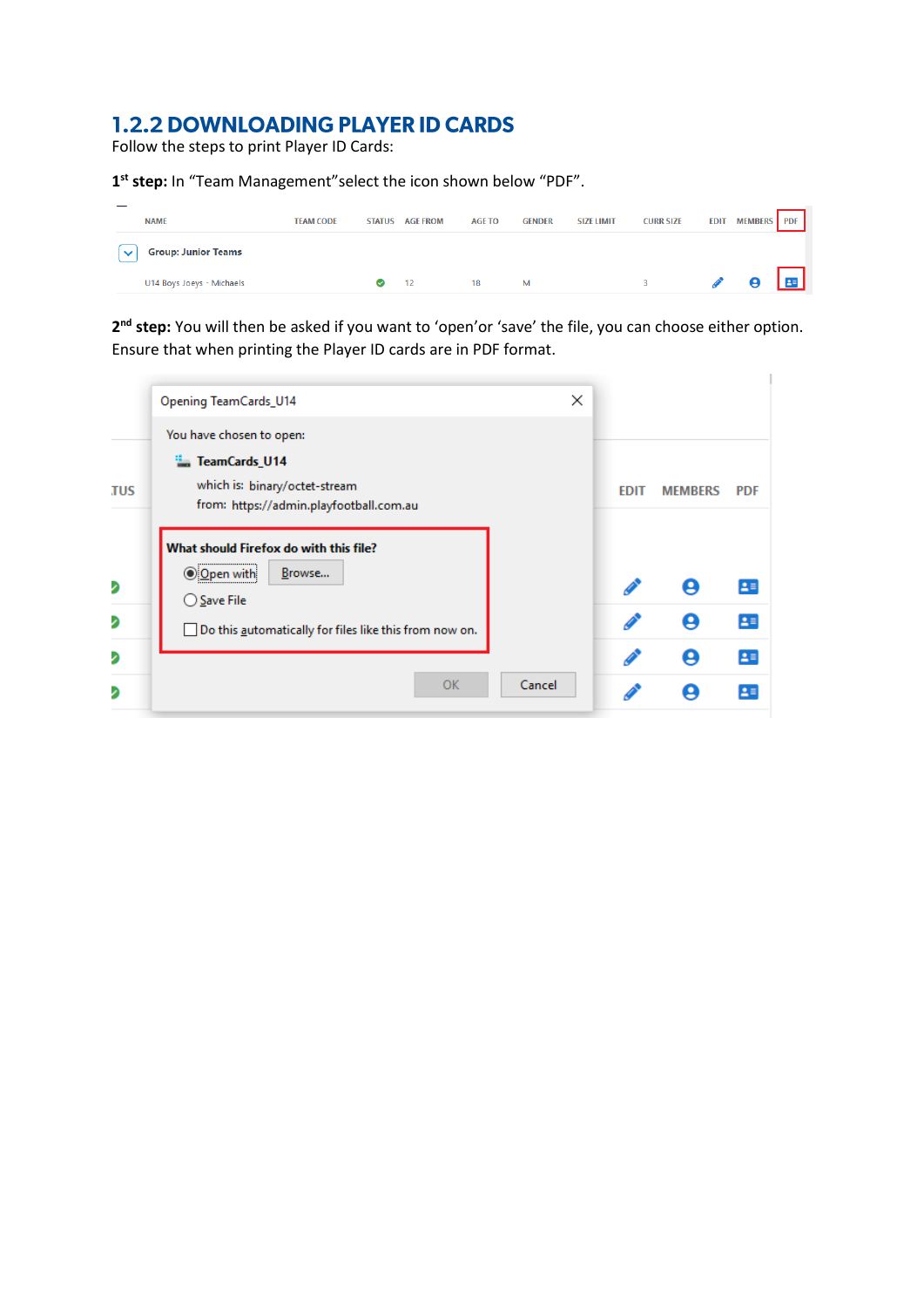## 1.2.2 DOWNLOADING PLAYER ID CARDS

Follow the steps to print Player ID Cards:

**1st step:** In "Team Management"select the icon shown below "PDF".

| NAME | TEAM CODE | STATUS | AGE FROM | AGE TO | GENDER | SIZE LIMIT | CURR SIZE | EDIT | MEMBERS | PDF |
|---|---|---|---|---|---|---|---|---|---|---|
| Group: Junior Teams | | | | | | | | | | |
| U14 Boys Joeys - Michaels | | | 12 | 18 | M | | 3 | | | |

**2nd step:** You will then be asked if you want to 'open'or 'save' the file, you can choose either option. Ensure that when printing the Player ID cards are in PDF format.

Opening TeamCards_U14

You have chosen to open:

TeamCards_U14

which is: binary/octet-stream

from: https://admin.playfootball.com.au

What should Firefox do with this file?

Open with Browse...

Save File

Do this automatically for files like this from now on.

OK Cancel

TUS EDIT MEMBERS PDF